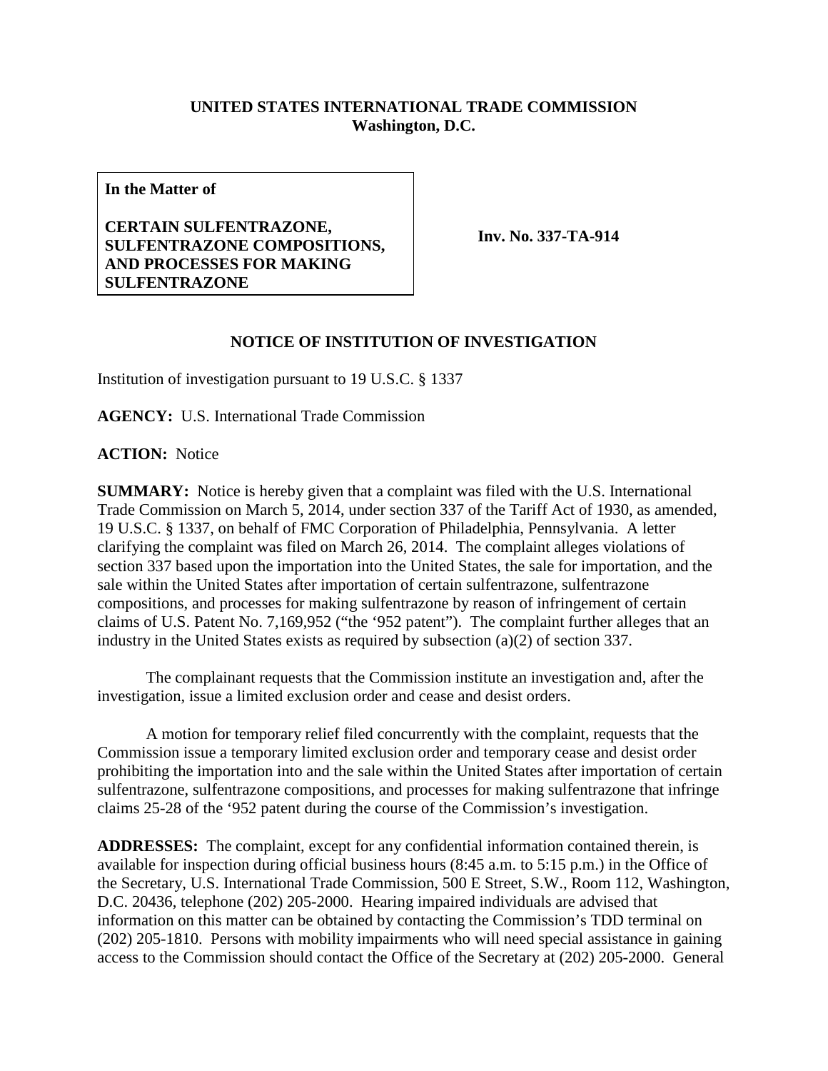**UNITED STATES INTERNATIONAL TRADE COMMISSION**
**Washington, D.C.**

| **In the Matter of**<br><br>**CERTAIN SULFENTRAZONE, SULFENTRAZONE COMPOSITIONS, AND PROCESSES FOR MAKING SULFENTRAZONE** | **Inv. No. 337-TA-914** |
|---|---|

## NOTICE OF INSTITUTION OF INVESTIGATION

Institution of investigation pursuant to 19 U.S.C. § 1337

**AGENCY:** U.S. International Trade Commission

**ACTION:** Notice

**SUMMARY:** Notice is hereby given that a complaint was filed with the U.S. International Trade Commission on March 5, 2014, under section 337 of the Tariff Act of 1930, as amended, 19 U.S.C. § 1337, on behalf of FMC Corporation of Philadelphia, Pennsylvania. A letter clarifying the complaint was filed on March 26, 2014. The complaint alleges violations of section 337 based upon the importation into the United States, the sale for importation, and the sale within the United States after importation of certain sulfentrazone, sulfentrazone compositions, and processes for making sulfentrazone by reason of infringement of certain claims of U.S. Patent No. 7,169,952 ("the '952 patent"). The complaint further alleges that an industry in the United States exists as required by subsection (a)(2) of section 337.

The complainant requests that the Commission institute an investigation and, after the investigation, issue a limited exclusion order and cease and desist orders.

A motion for temporary relief filed concurrently with the complaint, requests that the Commission issue a temporary limited exclusion order and temporary cease and desist order prohibiting the importation into and the sale within the United States after importation of certain sulfentrazone, sulfentrazone compositions, and processes for making sulfentrazone that infringe claims 25-28 of the '952 patent during the course of the Commission's investigation.

**ADDRESSES:** The complaint, except for any confidential information contained therein, is available for inspection during official business hours (8:45 a.m. to 5:15 p.m.) in the Office of the Secretary, U.S. International Trade Commission, 500 E Street, S.W., Room 112, Washington, D.C. 20436, telephone (202) 205-2000. Hearing impaired individuals are advised that information on this matter can be obtained by contacting the Commission's TDD terminal on (202) 205-1810. Persons with mobility impairments who will need special assistance in gaining access to the Commission should contact the Office of the Secretary at (202) 205-2000. General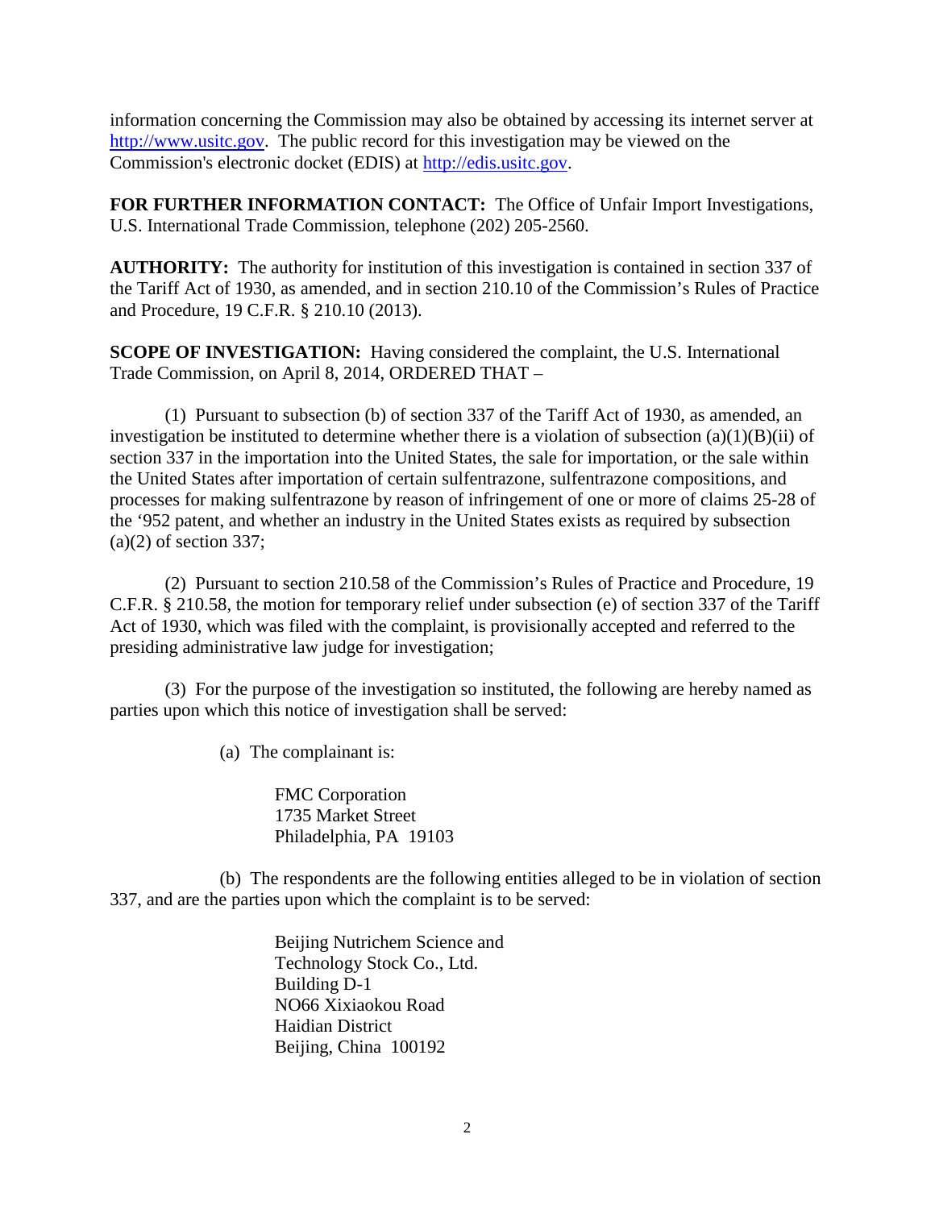information concerning the Commission may also be obtained by accessing its internet server at http://www.usitc.gov. The public record for this investigation may be viewed on the Commission's electronic docket (EDIS) at http://edis.usitc.gov.

**FOR FURTHER INFORMATION CONTACT:** The Office of Unfair Import Investigations, U.S. International Trade Commission, telephone (202) 205-2560.

**AUTHORITY:** The authority for institution of this investigation is contained in section 337 of the Tariff Act of 1930, as amended, and in section 210.10 of the Commission's Rules of Practice and Procedure, 19 C.F.R. § 210.10 (2013).

**SCOPE OF INVESTIGATION:** Having considered the complaint, the U.S. International Trade Commission, on April 8, 2014, ORDERED THAT –

(1) Pursuant to subsection (b) of section 337 of the Tariff Act of 1930, as amended, an investigation be instituted to determine whether there is a violation of subsection (a)(1)(B)(ii) of section 337 in the importation into the United States, the sale for importation, or the sale within the United States after importation of certain sulfentrazone, sulfentrazone compositions, and processes for making sulfentrazone by reason of infringement of one or more of claims 25-28 of the '952 patent, and whether an industry in the United States exists as required by subsection (a)(2) of section 337;

(2) Pursuant to section 210.58 of the Commission's Rules of Practice and Procedure, 19 C.F.R. § 210.58, the motion for temporary relief under subsection (e) of section 337 of the Tariff Act of 1930, which was filed with the complaint, is provisionally accepted and referred to the presiding administrative law judge for investigation;

(3) For the purpose of the investigation so instituted, the following are hereby named as parties upon which this notice of investigation shall be served:

(a) The complainant is:

FMC Corporation
1735 Market Street
Philadelphia, PA 19103

(b) The respondents are the following entities alleged to be in violation of section 337, and are the parties upon which the complaint is to be served:

Beijing Nutrichem Science and
Technology Stock Co., Ltd.
Building D-1
NO66 Xixiaokou Road
Haidian District
Beijing, China 100192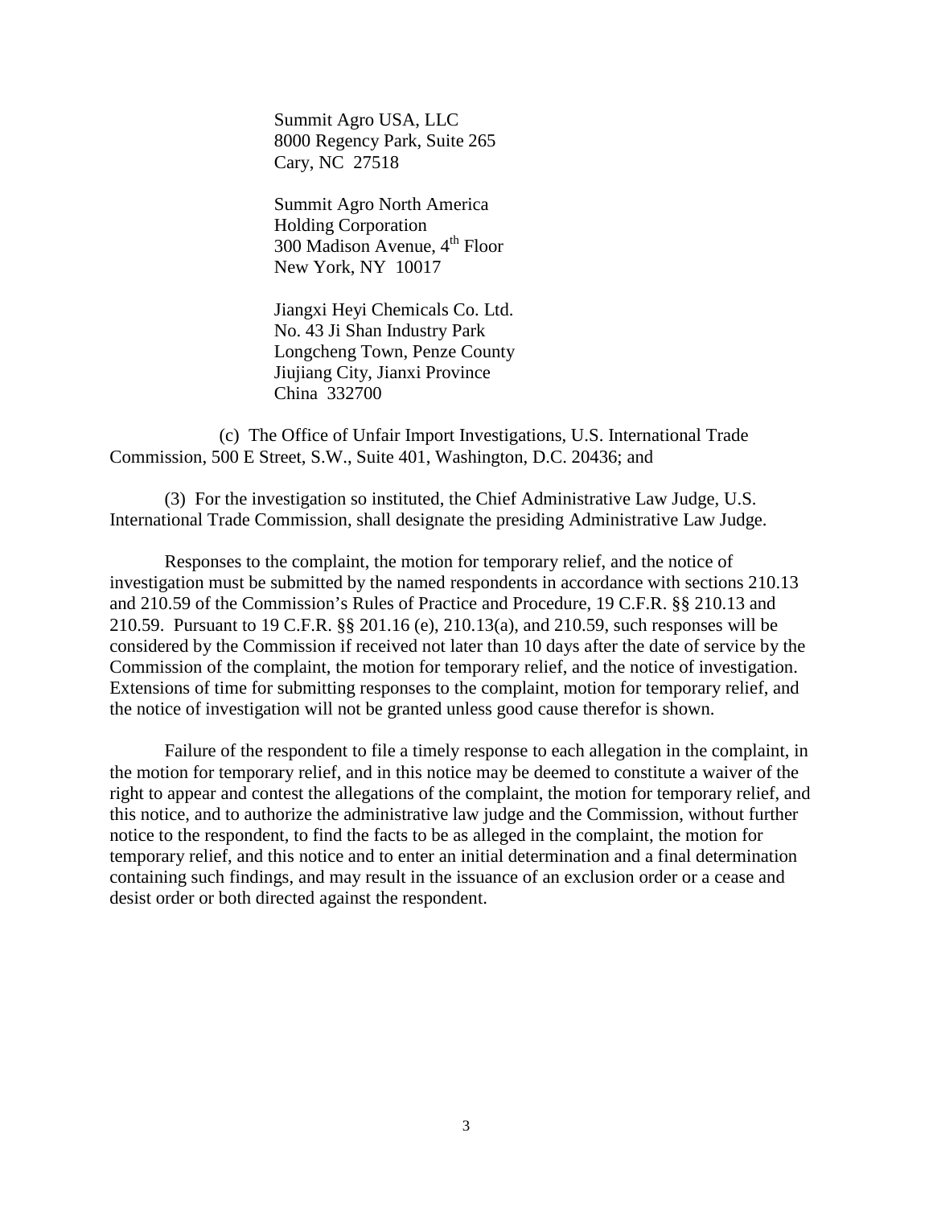Summit Agro USA, LLC  
8000 Regency Park, Suite 265  
Cary, NC 27518

Summit Agro North America  
Holding Corporation  
300 Madison Avenue, 4th Floor  
New York, NY 10017

Jiangxi Heyi Chemicals Co. Ltd.  
No. 43 Ji Shan Industry Park  
Longcheng Town, Penze County  
Jiujiang City, Jianxi Province  
China 332700

(c) The Office of Unfair Import Investigations, U.S. International Trade Commission, 500 E Street, S.W., Suite 401, Washington, D.C. 20436; and

(3) For the investigation so instituted, the Chief Administrative Law Judge, U.S. International Trade Commission, shall designate the presiding Administrative Law Judge.

Responses to the complaint, the motion for temporary relief, and the notice of investigation must be submitted by the named respondents in accordance with sections 210.13 and 210.59 of the Commission's Rules of Practice and Procedure, 19 C.F.R. §§ 210.13 and 210.59. Pursuant to 19 C.F.R. §§ 201.16 (e), 210.13(a), and 210.59, such responses will be considered by the Commission if received not later than 10 days after the date of service by the Commission of the complaint, the motion for temporary relief, and the notice of investigation. Extensions of time for submitting responses to the complaint, motion for temporary relief, and the notice of investigation will not be granted unless good cause therefor is shown.

Failure of the respondent to file a timely response to each allegation in the complaint, in the motion for temporary relief, and in this notice may be deemed to constitute a waiver of the right to appear and contest the allegations of the complaint, the motion for temporary relief, and this notice, and to authorize the administrative law judge and the Commission, without further notice to the respondent, to find the facts to be as alleged in the complaint, the motion for temporary relief, and this notice and to enter an initial determination and a final determination containing such findings, and may result in the issuance of an exclusion order or a cease and desist order or both directed against the respondent.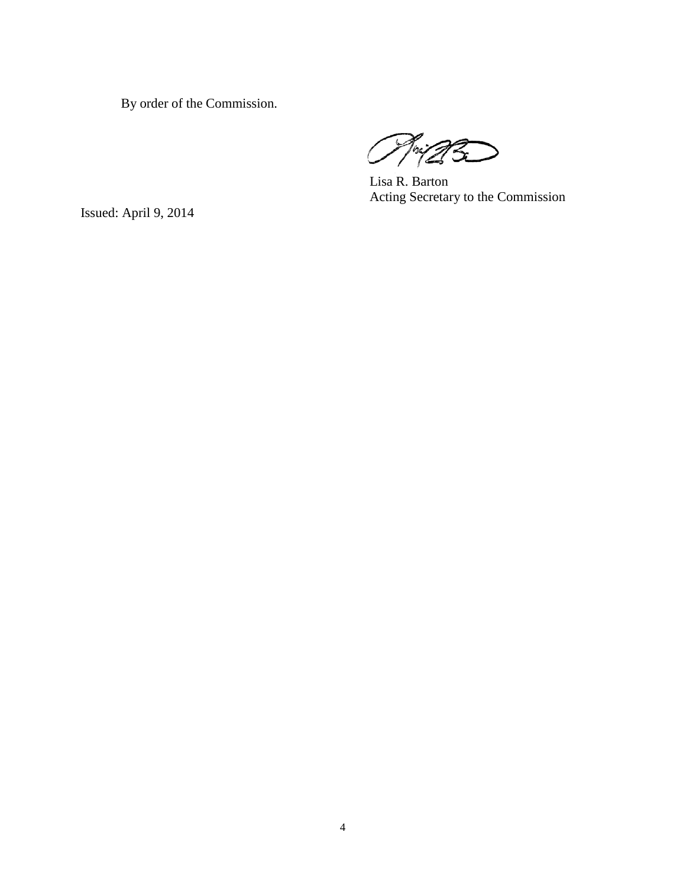By order of the Commission.

Lisa R. Barton
Acting Secretary to the Commission

Issued: April 9, 2014